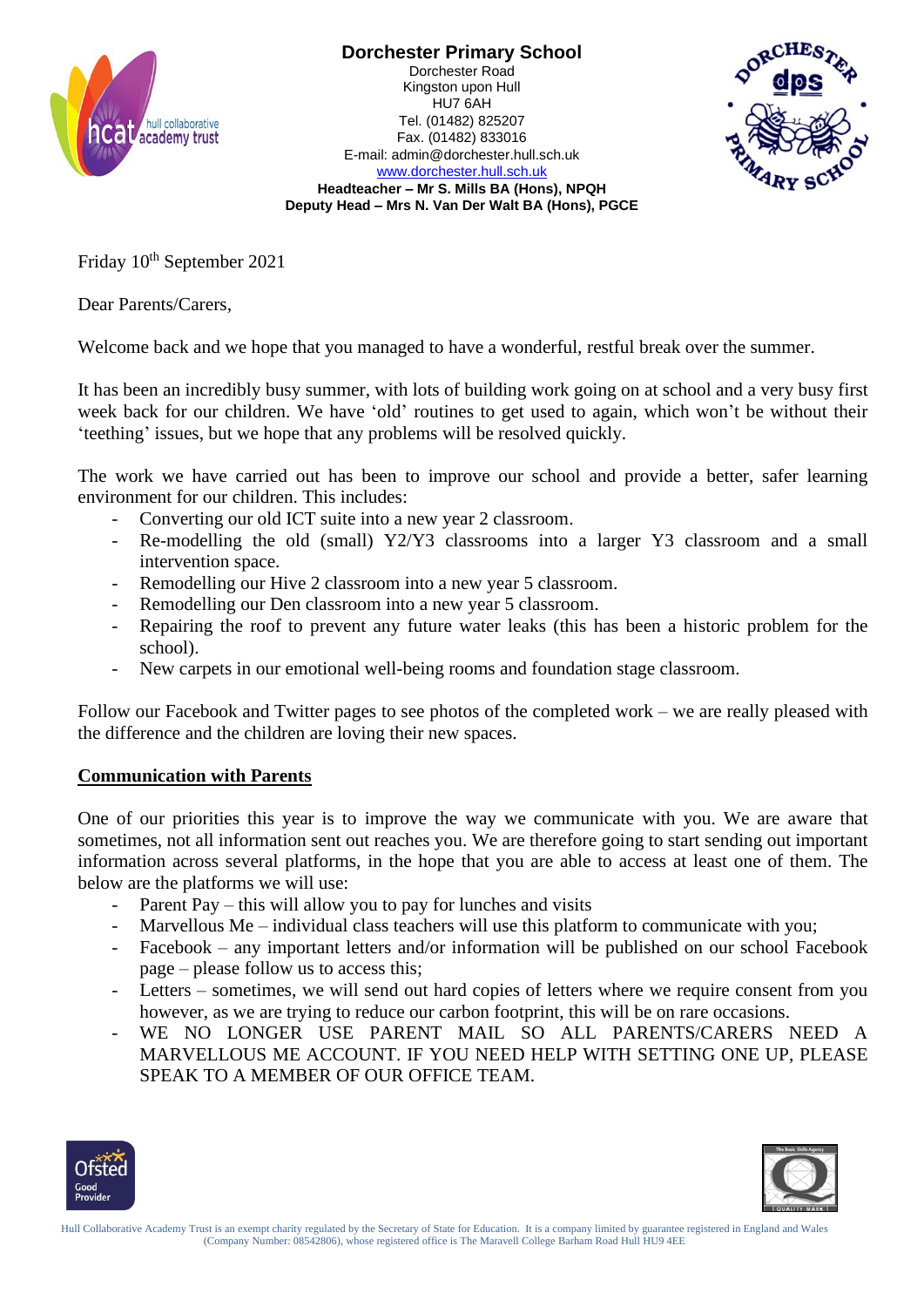# Dorchester Primary School

Dorchester Road
Kingston upon Hull
HU7 6AH
Tel. (01482) 825207
Fax. (01482) 833016
E-mail: admin@dorchester.hull.sch.uk
www.dorchester.hull.sch.uk
**Headteacher – Mr S. Mills BA (Hons), NPQH**
**Deputy Head – Mrs N. Van Der Walt BA (Hons), PGCE**

Friday 10th September 2021

Dear Parents/Carers,

Welcome back and we hope that you managed to have a wonderful, restful break over the summer.

It has been an incredibly busy summer, with lots of building work going on at school and a very busy first week back for our children. We have 'old' routines to get used to again, which won't be without their 'teething' issues, but we hope that any problems will be resolved quickly.

The work we have carried out has been to improve our school and provide a better, safer learning environment for our children. This includes:

- Converting our old ICT suite into a new year 2 classroom.
- Re-modelling the old (small) Y2/Y3 classrooms into a larger Y3 classroom and a small intervention space.
- Remodelling our Hive 2 classroom into a new year 5 classroom.
- Remodelling our Den classroom into a new year 5 classroom.
- Repairing the roof to prevent any future water leaks (this has been a historic problem for the school).
- New carpets in our emotional well-being rooms and foundation stage classroom.

Follow our Facebook and Twitter pages to see photos of the completed work – we are really pleased with the difference and the children are loving their new spaces.

## Communication with Parents

One of our priorities this year is to improve the way we communicate with you. We are aware that sometimes, not all information sent out reaches you. We are therefore going to start sending out important information across several platforms, in the hope that you are able to access at least one of them. The below are the platforms we will use:

- Parent Pay – this will allow you to pay for lunches and visits
- Marvellous Me – individual class teachers will use this platform to communicate with you;
- Facebook – any important letters and/or information will be published on our school Facebook page – please follow us to access this;
- Letters – sometimes, we will send out hard copies of letters where we require consent from you however, as we are trying to reduce our carbon footprint, this will be on rare occasions.
- WE NO LONGER USE PARENT MAIL SO ALL PARENTS/CARERS NEED A MARVELLOUS ME ACCOUNT. IF YOU NEED HELP WITH SETTING ONE UP, PLEASE SPEAK TO A MEMBER OF OUR OFFICE TEAM.

Hull Collaborative Academy Trust is an exempt charity regulated by the Secretary of State for Education. It is a company limited by guarantee registered in England and Wales (Company Number: 08542806), whose registered office is The Maravell College Barham Road Hull HU9 4EE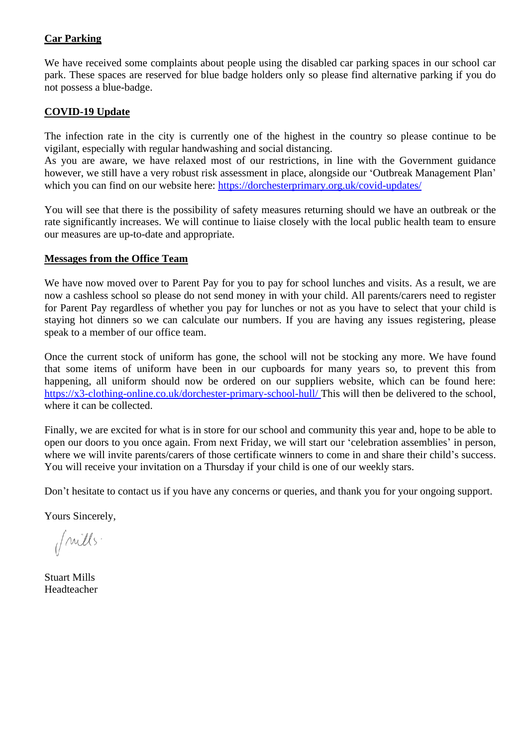**Car Parking**

We have received some complaints about people using the disabled car parking spaces in our school car park. These spaces are reserved for blue badge holders only so please find alternative parking if you do not possess a blue-badge.

**COVID-19 Update**

The infection rate in the city is currently one of the highest in the country so please continue to be vigilant, especially with regular handwashing and social distancing.
As you are aware, we have relaxed most of our restrictions, in line with the Government guidance however, we still have a very robust risk assessment in place, alongside our 'Outbreak Management Plan' which you can find on our website here: https://dorchesterprimary.org.uk/covid-updates/

You will see that there is the possibility of safety measures returning should we have an outbreak or the rate significantly increases. We will continue to liaise closely with the local public health team to ensure our measures are up-to-date and appropriate.

**Messages from the Office Team**

We have now moved over to Parent Pay for you to pay for school lunches and visits. As a result, we are now a cashless school so please do not send money in with your child. All parents/carers need to register for Parent Pay regardless of whether you pay for lunches or not as you have to select that your child is staying hot dinners so we can calculate our numbers. If you are having any issues registering, please speak to a member of our office team.

Once the current stock of uniform has gone, the school will not be stocking any more. We have found that some items of uniform have been in our cupboards for many years so, to prevent this from happening, all uniform should now be ordered on our suppliers website, which can be found here: https://x3-clothing-online.co.uk/dorchester-primary-school-hull/ This will then be delivered to the school, where it can be collected.

Finally, we are excited for what is in store for our school and community this year and, hope to be able to open our doors to you once again. From next Friday, we will start our 'celebration assemblies' in person, where we will invite parents/carers of those certificate winners to come in and share their child's success. You will receive your invitation on a Thursday if your child is one of our weekly stars.

Don't hesitate to contact us if you have any concerns or queries, and thank you for your ongoing support.

Yours Sincerely,

J Mills.

Stuart Mills
Headteacher